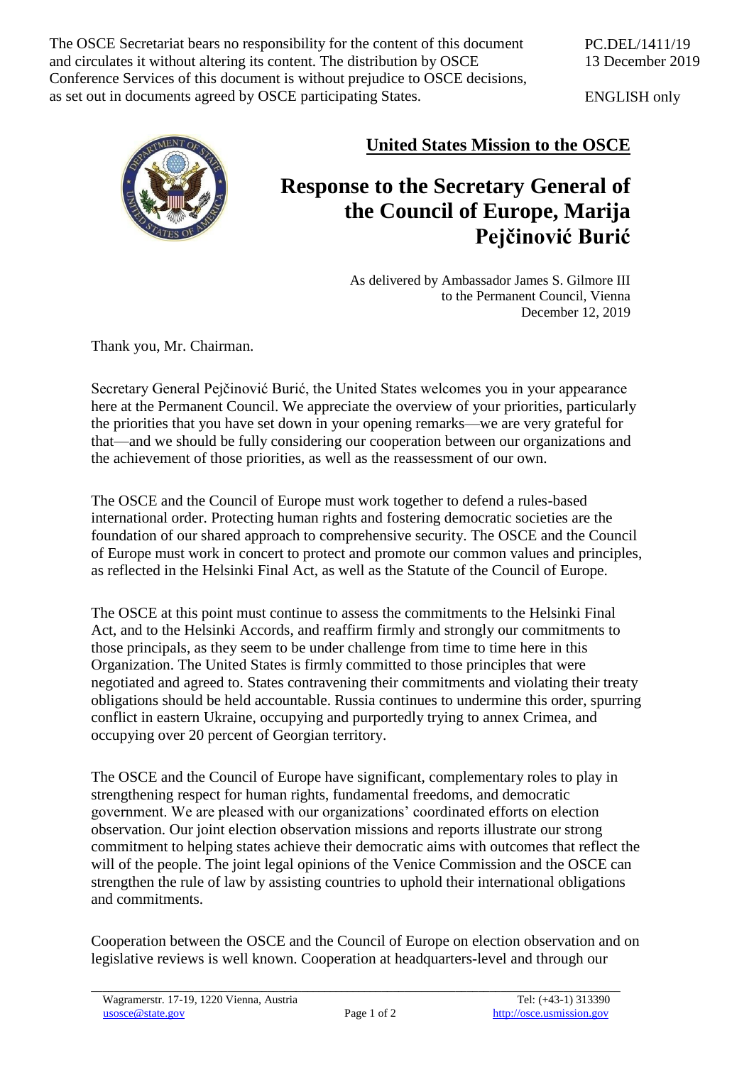The OSCE Secretariat bears no responsibility for the content of this document and circulates it without altering its content. The distribution by OSCE Conference Services of this document is without prejudice to OSCE decisions, as set out in documents agreed by OSCE participating States.

PC.DEL/1411/19
13 December 2019

ENGLISH only

**United States Mission to the OSCE**

# Response to the Secretary General of the Council of Europe, Marija Pejčinović Burić

As delivered by Ambassador James S. Gilmore III
to the Permanent Council, Vienna
December 12, 2019

Thank you, Mr. Chairman.

Secretary General Pejčinović Burić, the United States welcomes you in your appearance here at the Permanent Council. We appreciate the overview of your priorities, particularly the priorities that you have set down in your opening remarks—we are very grateful for that—and we should be fully considering our cooperation between our organizations and the achievement of those priorities, as well as the reassessment of our own.

The OSCE and the Council of Europe must work together to defend a rules-based international order. Protecting human rights and fostering democratic societies are the foundation of our shared approach to comprehensive security. The OSCE and the Council of Europe must work in concert to protect and promote our common values and principles, as reflected in the Helsinki Final Act, as well as the Statute of the Council of Europe.

The OSCE at this point must continue to assess the commitments to the Helsinki Final Act, and to the Helsinki Accords, and reaffirm firmly and strongly our commitments to those principals, as they seem to be under challenge from time to time here in this Organization. The United States is firmly committed to those principles that were negotiated and agreed to. States contravening their commitments and violating their treaty obligations should be held accountable. Russia continues to undermine this order, spurring conflict in eastern Ukraine, occupying and purportedly trying to annex Crimea, and occupying over 20 percent of Georgian territory.

The OSCE and the Council of Europe have significant, complementary roles to play in strengthening respect for human rights, fundamental freedoms, and democratic government. We are pleased with our organizations' coordinated efforts on election observation. Our joint election observation missions and reports illustrate our strong commitment to helping states achieve their democratic aims with outcomes that reflect the will of the people. The joint legal opinions of the Venice Commission and the OSCE can strengthen the rule of law by assisting countries to uphold their international obligations and commitments.

Cooperation between the OSCE and the Council of Europe on election observation and on legislative reviews is well known. Cooperation at headquarters-level and through our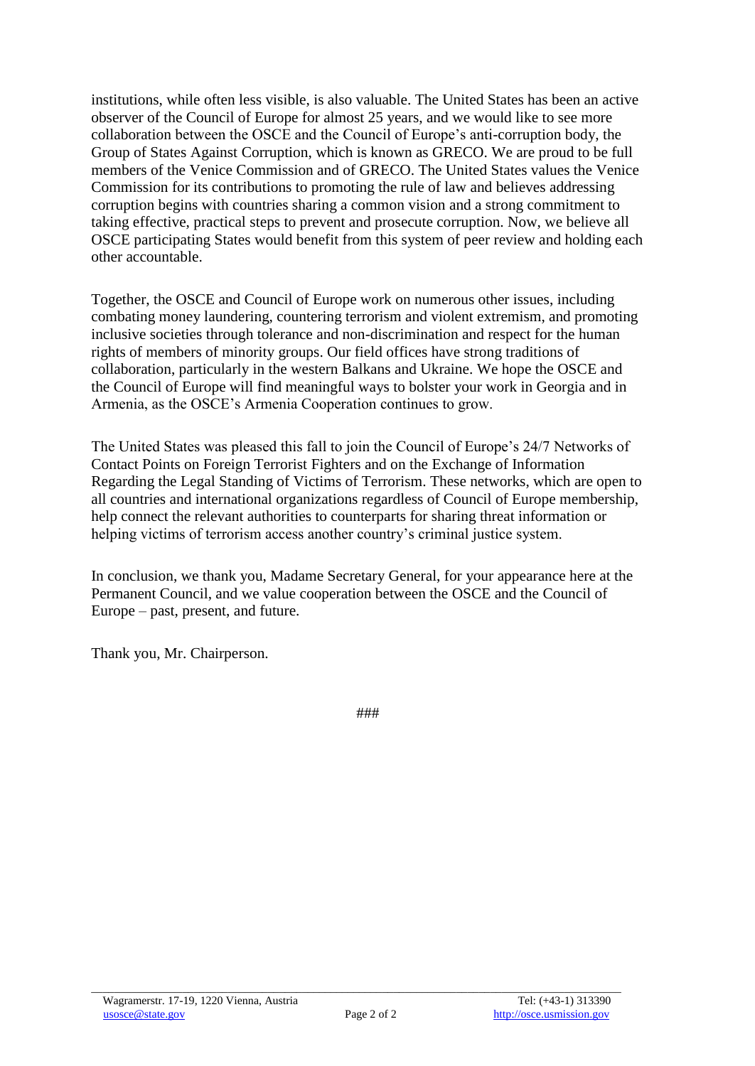institutions, while often less visible, is also valuable. The United States has been an active observer of the Council of Europe for almost 25 years, and we would like to see more collaboration between the OSCE and the Council of Europe's anti-corruption body, the Group of States Against Corruption, which is known as GRECO. We are proud to be full members of the Venice Commission and of GRECO. The United States values the Venice Commission for its contributions to promoting the rule of law and believes addressing corruption begins with countries sharing a common vision and a strong commitment to taking effective, practical steps to prevent and prosecute corruption. Now, we believe all OSCE participating States would benefit from this system of peer review and holding each other accountable.

Together, the OSCE and Council of Europe work on numerous other issues, including combating money laundering, countering terrorism and violent extremism, and promoting inclusive societies through tolerance and non-discrimination and respect for the human rights of members of minority groups. Our field offices have strong traditions of collaboration, particularly in the western Balkans and Ukraine. We hope the OSCE and the Council of Europe will find meaningful ways to bolster your work in Georgia and in Armenia, as the OSCE's Armenia Cooperation continues to grow.

The United States was pleased this fall to join the Council of Europe's 24/7 Networks of Contact Points on Foreign Terrorist Fighters and on the Exchange of Information Regarding the Legal Standing of Victims of Terrorism. These networks, which are open to all countries and international organizations regardless of Council of Europe membership, help connect the relevant authorities to counterparts for sharing threat information or helping victims of terrorism access another country's criminal justice system.

In conclusion, we thank you, Madame Secretary General, for your appearance here at the Permanent Council, and we value cooperation between the OSCE and the Council of Europe – past, present, and future.

Thank you, Mr. Chairperson.

###